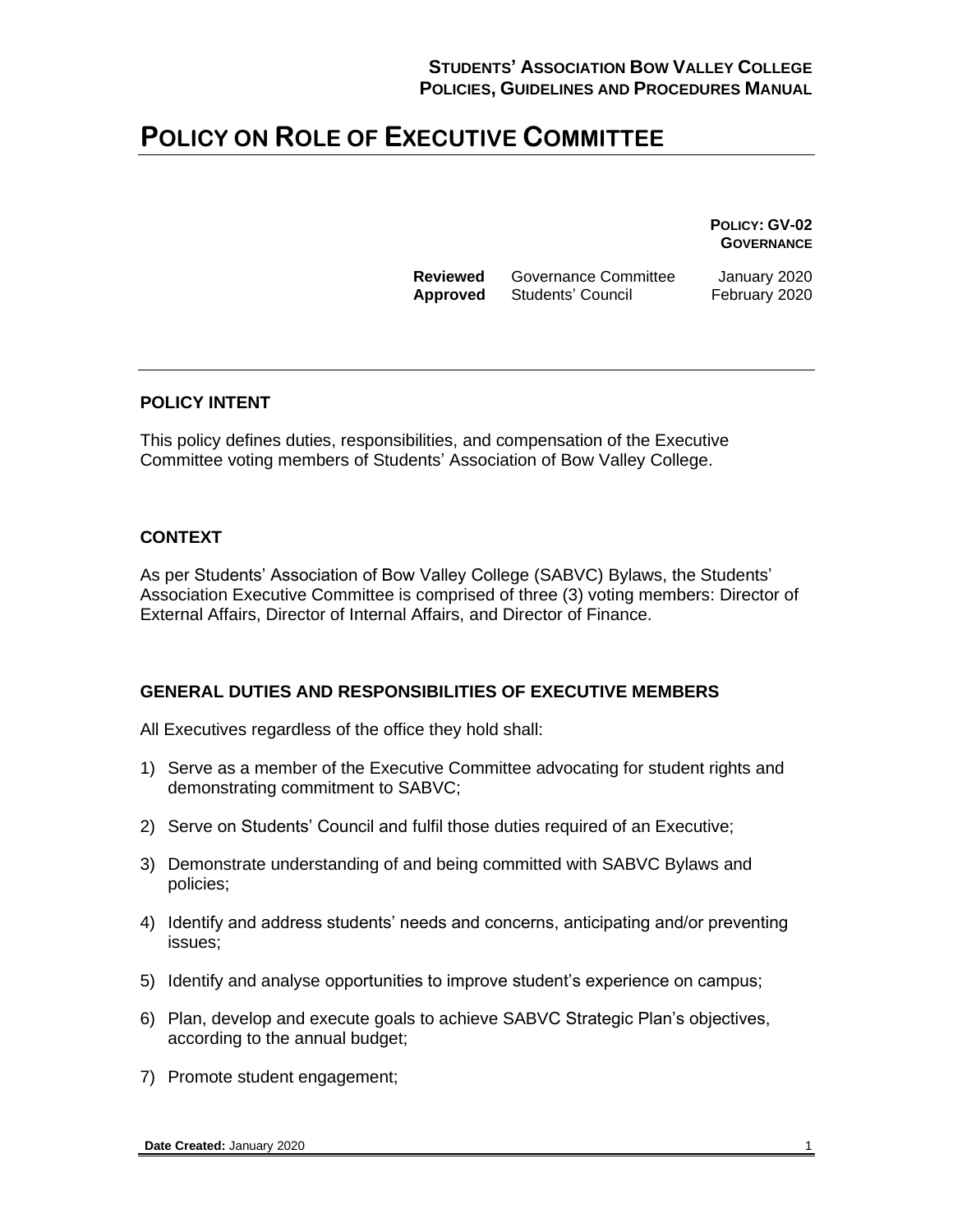# POLICY ON ROLE OF EXECUTIVE COMMITTEE

**POLICY: GV-02**
**GOVERNANCE**

| | | |
|---|---|---|
| **Reviewed** | Governance Committee | January 2020 |
| **Approved** | Students' Council | February 2020 |

## POLICY INTENT

This policy defines duties, responsibilities, and compensation of the Executive Committee voting members of Students' Association of Bow Valley College.

## CONTEXT

As per Students' Association of Bow Valley College (SABVC) Bylaws, the Students' Association Executive Committee is comprised of three (3) voting members: Director of External Affairs, Director of Internal Affairs, and Director of Finance.

## GENERAL DUTIES AND RESPONSIBILITIES OF EXECUTIVE MEMBERS

All Executives regardless of the office they hold shall:

1) Serve as a member of the Executive Committee advocating for student rights and demonstrating commitment to SABVC;
2) Serve on Students' Council and fulfil those duties required of an Executive;
3) Demonstrate understanding of and being committed with SABVC Bylaws and policies;
4) Identify and address students' needs and concerns, anticipating and/or preventing issues;
5) Identify and analyse opportunities to improve student's experience on campus;
6) Plan, develop and execute goals to achieve SABVC Strategic Plan's objectives, according to the annual budget;
7) Promote student engagement;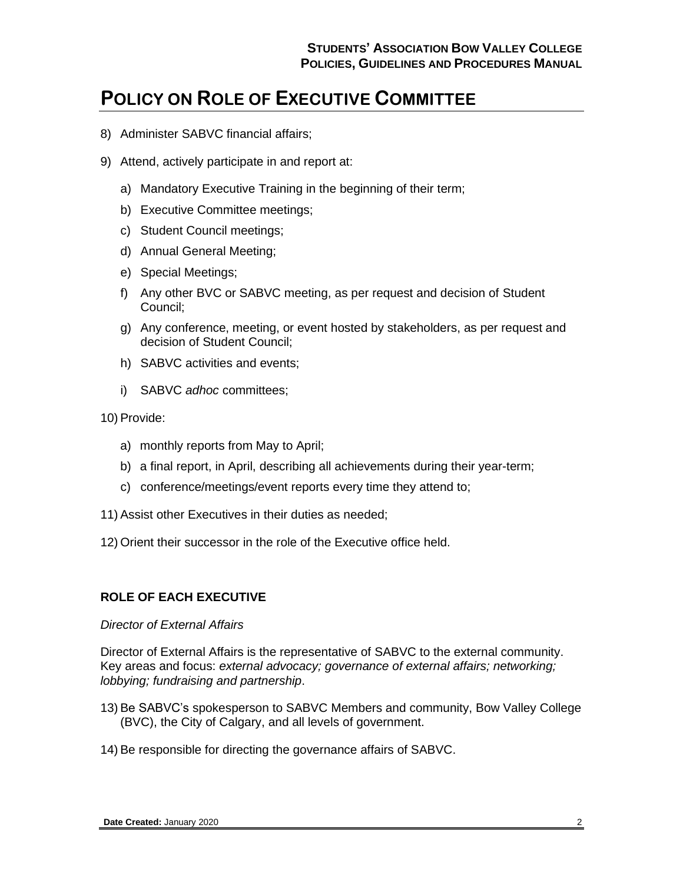# POLICY ON ROLE OF EXECUTIVE COMMITTEE

8) Administer SABVC financial affairs;

9) Attend, actively participate in and report at:

   a) Mandatory Executive Training in the beginning of their term;

   b) Executive Committee meetings;

   c) Student Council meetings;

   d) Annual General Meeting;

   e) Special Meetings;

   f) Any other BVC or SABVC meeting, as per request and decision of Student Council;

   g) Any conference, meeting, or event hosted by stakeholders, as per request and decision of Student Council;

   h) SABVC activities and events;

   i) SABVC *adhoc* committees;

10) Provide:

   a) monthly reports from May to April;

   b) a final report, in April, describing all achievements during their year-term;

   c) conference/meetings/event reports every time they attend to;

11) Assist other Executives in their duties as needed;

12) Orient their successor in the role of the Executive office held.

**ROLE OF EACH EXECUTIVE**

*Director of External Affairs*

Director of External Affairs is the representative of SABVC to the external community. Key areas and focus: *external advocacy; governance of external affairs; networking; lobbying; fundraising and partnership*.

13) Be SABVC's spokesperson to SABVC Members and community, Bow Valley College (BVC), the City of Calgary, and all levels of government.

14) Be responsible for directing the governance affairs of SABVC.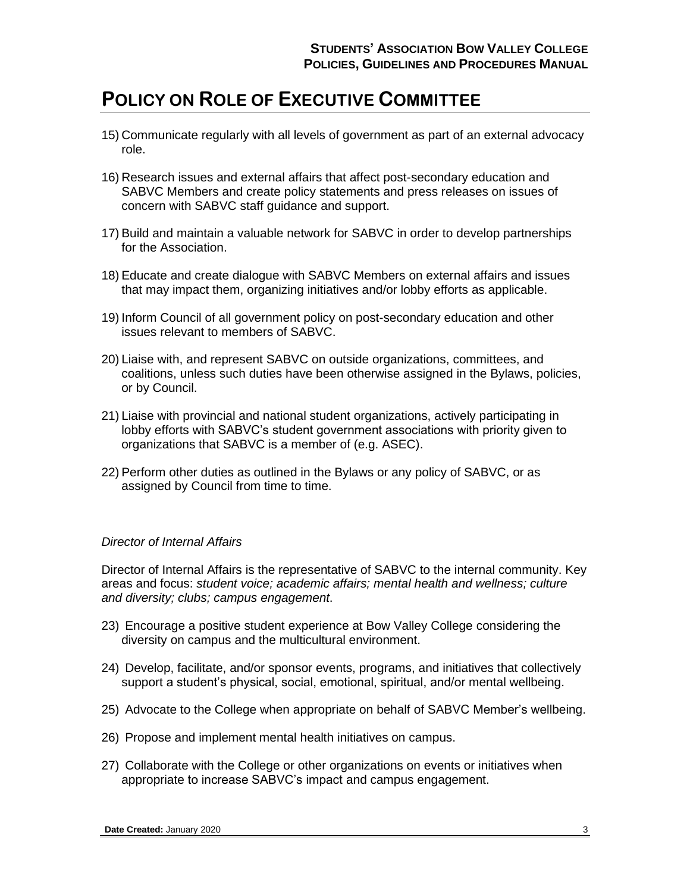# POLICY ON ROLE OF EXECUTIVE COMMITTEE

15) Communicate regularly with all levels of government as part of an external advocacy role.

16) Research issues and external affairs that affect post-secondary education and SABVC Members and create policy statements and press releases on issues of concern with SABVC staff guidance and support.

17) Build and maintain a valuable network for SABVC in order to develop partnerships for the Association.

18) Educate and create dialogue with SABVC Members on external affairs and issues that may impact them, organizing initiatives and/or lobby efforts as applicable.

19) Inform Council of all government policy on post-secondary education and other issues relevant to members of SABVC.

20) Liaise with, and represent SABVC on outside organizations, committees, and coalitions, unless such duties have been otherwise assigned in the Bylaws, policies, or by Council.

21) Liaise with provincial and national student organizations, actively participating in lobby efforts with SABVC's student government associations with priority given to organizations that SABVC is a member of (e.g. ASEC).

22) Perform other duties as outlined in the Bylaws or any policy of SABVC, or as assigned by Council from time to time.

*Director of Internal Affairs*

Director of Internal Affairs is the representative of SABVC to the internal community. Key areas and focus: *student voice; academic affairs; mental health and wellness; culture and diversity; clubs; campus engagement*.

23) Encourage a positive student experience at Bow Valley College considering the diversity on campus and the multicultural environment.

24) Develop, facilitate, and/or sponsor events, programs, and initiatives that collectively support a student's physical, social, emotional, spiritual, and/or mental wellbeing.

25) Advocate to the College when appropriate on behalf of SABVC Member's wellbeing.

26) Propose and implement mental health initiatives on campus.

27) Collaborate with the College or other organizations on events or initiatives when appropriate to increase SABVC's impact and campus engagement.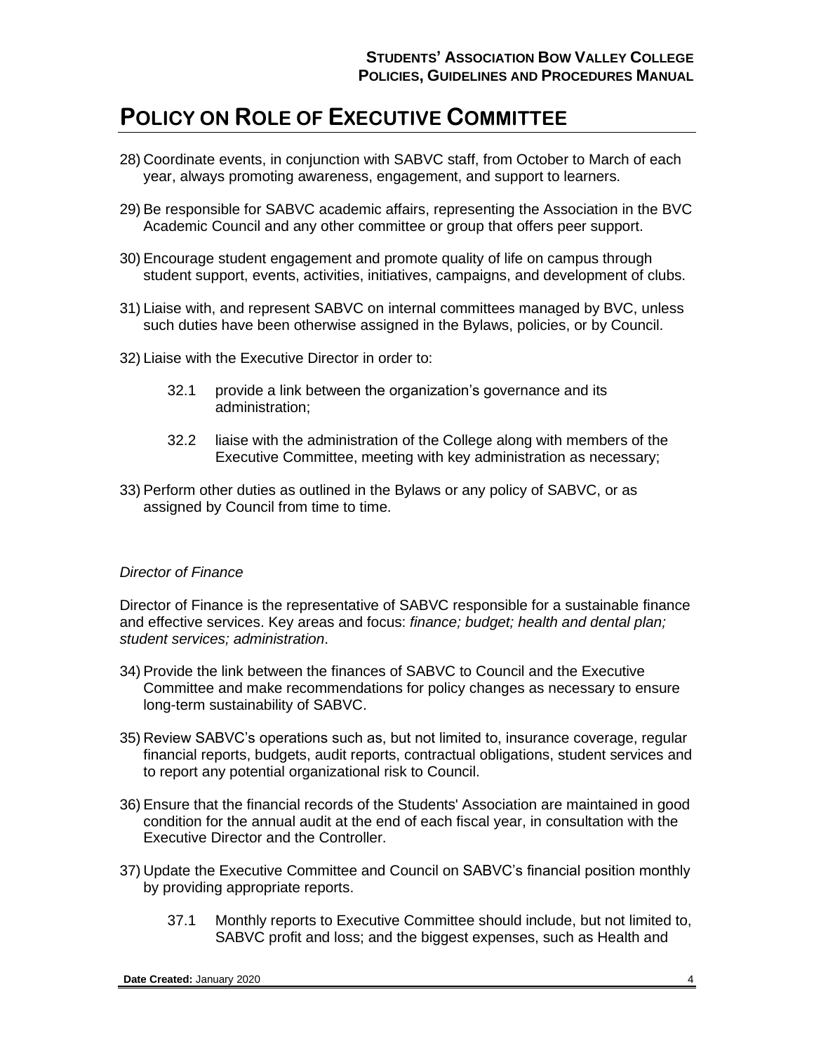# POLICY ON ROLE OF EXECUTIVE COMMITTEE

28) Coordinate events, in conjunction with SABVC staff, from October to March of each year, always promoting awareness, engagement, and support to learners.

29) Be responsible for SABVC academic affairs, representing the Association in the BVC Academic Council and any other committee or group that offers peer support.

30) Encourage student engagement and promote quality of life on campus through student support, events, activities, initiatives, campaigns, and development of clubs.

31) Liaise with, and represent SABVC on internal committees managed by BVC, unless such duties have been otherwise assigned in the Bylaws, policies, or by Council.

32) Liaise with the Executive Director in order to:

    32.1 provide a link between the organization's governance and its administration;

    32.2 liaise with the administration of the College along with members of the Executive Committee, meeting with key administration as necessary;

33) Perform other duties as outlined in the Bylaws or any policy of SABVC, or as assigned by Council from time to time.

*Director of Finance*

Director of Finance is the representative of SABVC responsible for a sustainable finance and effective services. Key areas and focus: *finance; budget; health and dental plan; student services; administration*.

34) Provide the link between the finances of SABVC to Council and the Executive Committee and make recommendations for policy changes as necessary to ensure long-term sustainability of SABVC.

35) Review SABVC's operations such as, but not limited to, insurance coverage, regular financial reports, budgets, audit reports, contractual obligations, student services and to report any potential organizational risk to Council.

36) Ensure that the financial records of the Students' Association are maintained in good condition for the annual audit at the end of each fiscal year, in consultation with the Executive Director and the Controller.

37) Update the Executive Committee and Council on SABVC's financial position monthly by providing appropriate reports.

    37.1 Monthly reports to Executive Committee should include, but not limited to, SABVC profit and loss; and the biggest expenses, such as Health and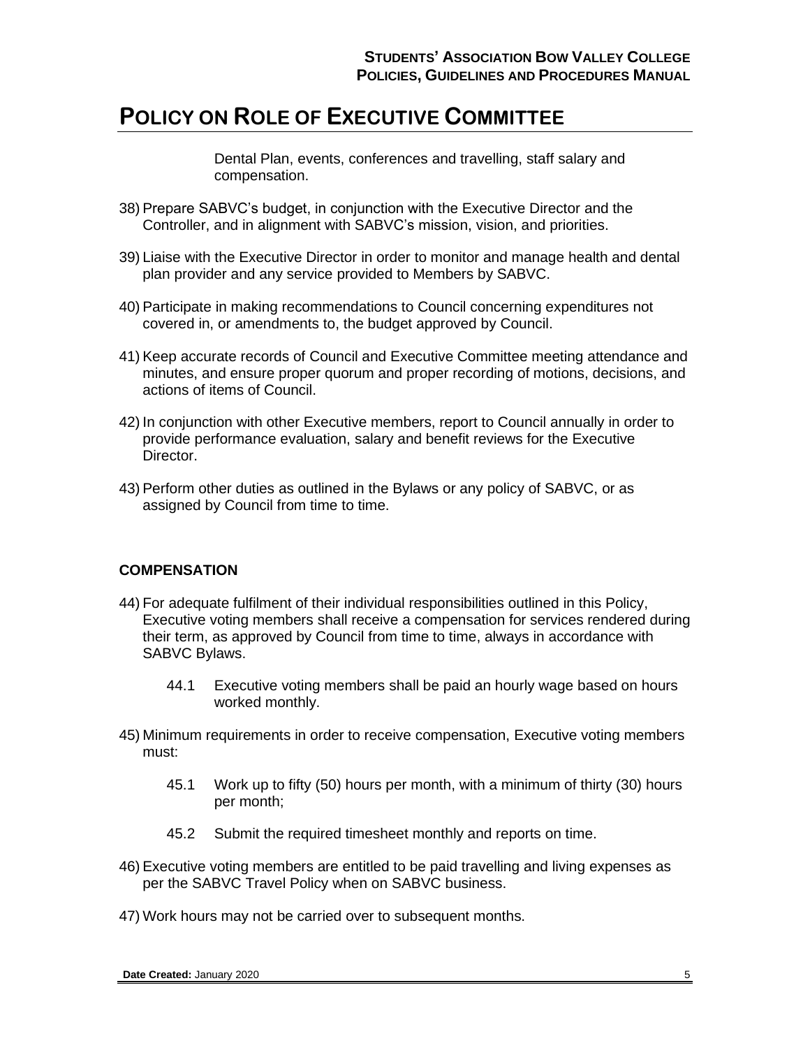# POLICY ON ROLE OF EXECUTIVE COMMITTEE

Dental Plan, events, conferences and travelling, staff salary and compensation.

38) Prepare SABVC's budget, in conjunction with the Executive Director and the Controller, and in alignment with SABVC's mission, vision, and priorities.

39) Liaise with the Executive Director in order to monitor and manage health and dental plan provider and any service provided to Members by SABVC.

40) Participate in making recommendations to Council concerning expenditures not covered in, or amendments to, the budget approved by Council.

41) Keep accurate records of Council and Executive Committee meeting attendance and minutes, and ensure proper quorum and proper recording of motions, decisions, and actions of items of Council.

42) In conjunction with other Executive members, report to Council annually in order to provide performance evaluation, salary and benefit reviews for the Executive Director.

43) Perform other duties as outlined in the Bylaws or any policy of SABVC, or as assigned by Council from time to time.

### COMPENSATION

44) For adequate fulfilment of their individual responsibilities outlined in this Policy, Executive voting members shall receive a compensation for services rendered during their term, as approved by Council from time to time, always in accordance with SABVC Bylaws.

    44.1 Executive voting members shall be paid an hourly wage based on hours worked monthly.

45) Minimum requirements in order to receive compensation, Executive voting members must:

    45.1 Work up to fifty (50) hours per month, with a minimum of thirty (30) hours per month;

    45.2 Submit the required timesheet monthly and reports on time.

46) Executive voting members are entitled to be paid travelling and living expenses as per the SABVC Travel Policy when on SABVC business.

47) Work hours may not be carried over to subsequent months.

**Date Created:** January 2020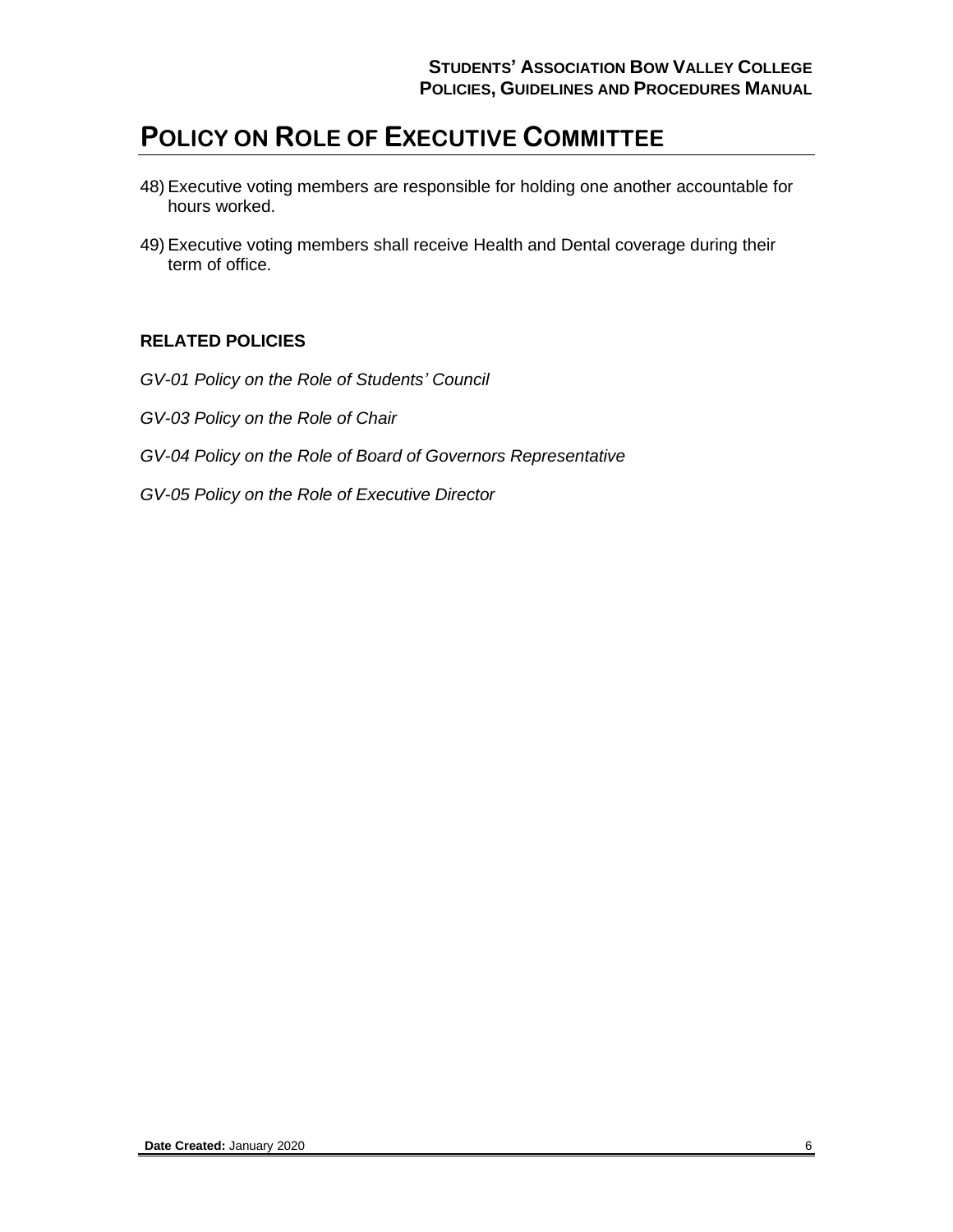# POLICY ON ROLE OF EXECUTIVE COMMITTEE

48) Executive voting members are responsible for holding one another accountable for hours worked.

49) Executive voting members shall receive Health and Dental coverage during their term of office.

### RELATED POLICIES

*GV-01 Policy on the Role of Students' Council*

*GV-03 Policy on the Role of Chair*

*GV-04 Policy on the Role of Board of Governors Representative*

*GV-05 Policy on the Role of Executive Director*